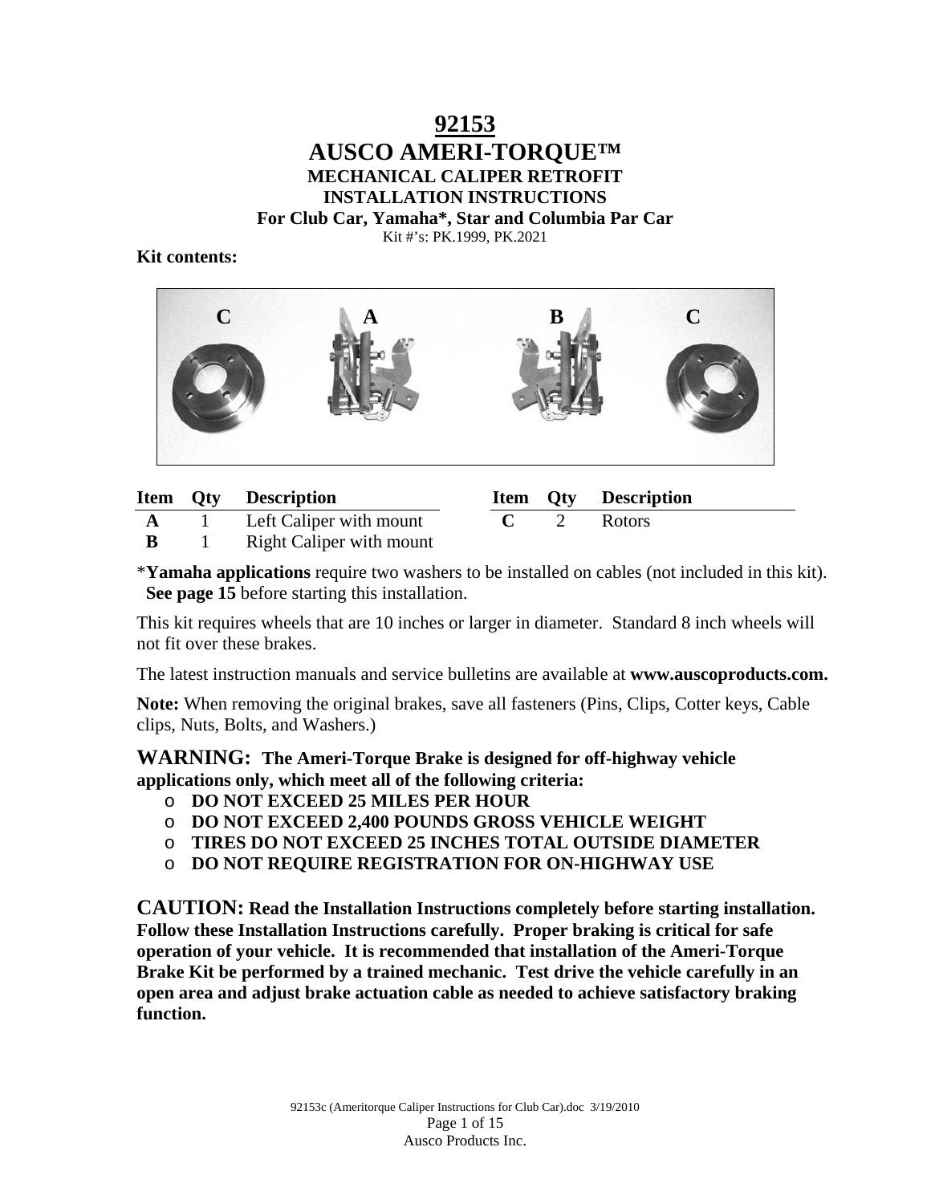# 92153

# AUSCO AMERI-TORQUE™

## MECHANICAL CALIPER RETROFIT

## INSTALLATION INSTRUCTIONS

### For Club Car, Yamaha*, Star and Columbia Par Car

Kit #'s: PK.1999, PK.2021

**Kit contents:**

C A B C

| Item | Qty | Description | Item | Qty | Description |
|---|---|---|---|---|---|
| **A** | 1 | Left Caliper with mount | **C** | 2 | Rotors |
| **B** | 1 | Right Caliper with mount | | | |

***Yamaha applications** require two washers to be installed on cables (not included in this kit). **See page 15** before starting this installation.

This kit requires wheels that are 10 inches or larger in diameter. Standard 8 inch wheels will not fit over these brakes.

The latest instruction manuals and service bulletins are available at **www.auscoproducts.com.**

**Note:** When removing the original brakes, save all fasteners (Pins, Clips, Cotter keys, Cable clips, Nuts, Bolts, and Washers.)

**WARNING: The Ameri-Torque Brake is designed for off-highway vehicle applications only, which meet all of the following criteria:**

- **DO NOT EXCEED 25 MILES PER HOUR**
- **DO NOT EXCEED 2,400 POUNDS GROSS VEHICLE WEIGHT**
- **TIRES DO NOT EXCEED 25 INCHES TOTAL OUTSIDE DIAMETER**
- **DO NOT REQUIRE REGISTRATION FOR ON-HIGHWAY USE**

**CAUTION: Read the Installation Instructions completely before starting installation. Follow these Installation Instructions carefully. Proper braking is critical for safe operation of your vehicle. It is recommended that installation of the Ameri-Torque Brake Kit be performed by a trained mechanic. Test drive the vehicle carefully in an open area and adjust brake actuation cable as needed to achieve satisfactory braking function.**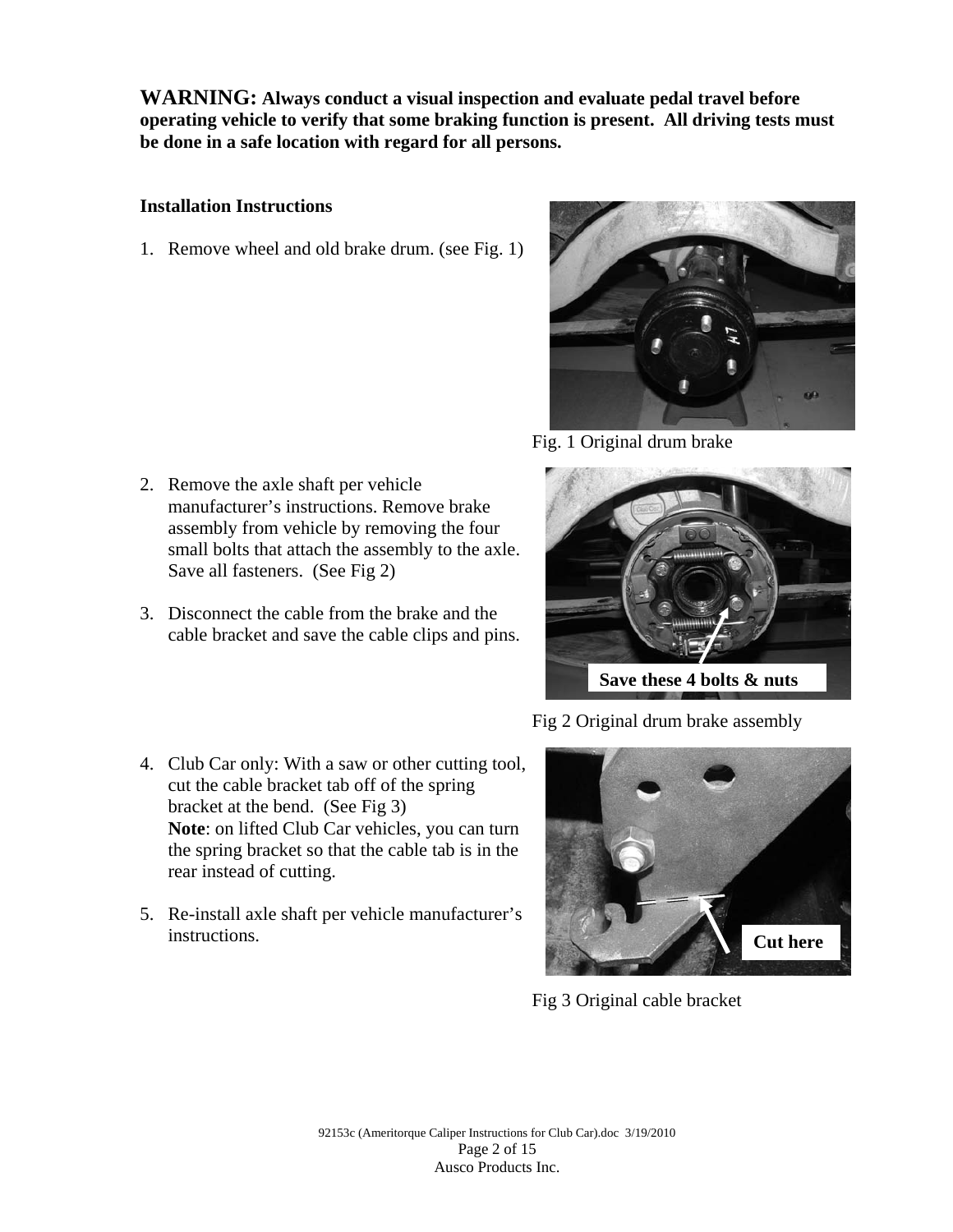**WARNING: Always conduct a visual inspection and evaluate pedal travel before operating vehicle to verify that some braking function is present. All driving tests must be done in a safe location with regard for all persons.**

## Installation Instructions

1. Remove wheel and old brake drum. (see Fig. 1)

Fig. 1 Original drum brake

2. Remove the axle shaft per vehicle manufacturer's instructions. Remove brake assembly from vehicle by removing the four small bolts that attach the assembly to the axle. Save all fasteners. (See Fig 2)

3. Disconnect the cable from the brake and the cable bracket and save the cable clips and pins.

**Save these 4 bolts & nuts**

Fig 2 Original drum brake assembly

4. Club Car only: With a saw or other cutting tool, cut the cable bracket tab off of the spring bracket at the bend. (See Fig 3)
   **Note**: on lifted Club Car vehicles, you can turn the spring bracket so that the cable tab is in the rear instead of cutting.

5. Re-install axle shaft per vehicle manufacturer's instructions.

**Cut here**

Fig 3 Original cable bracket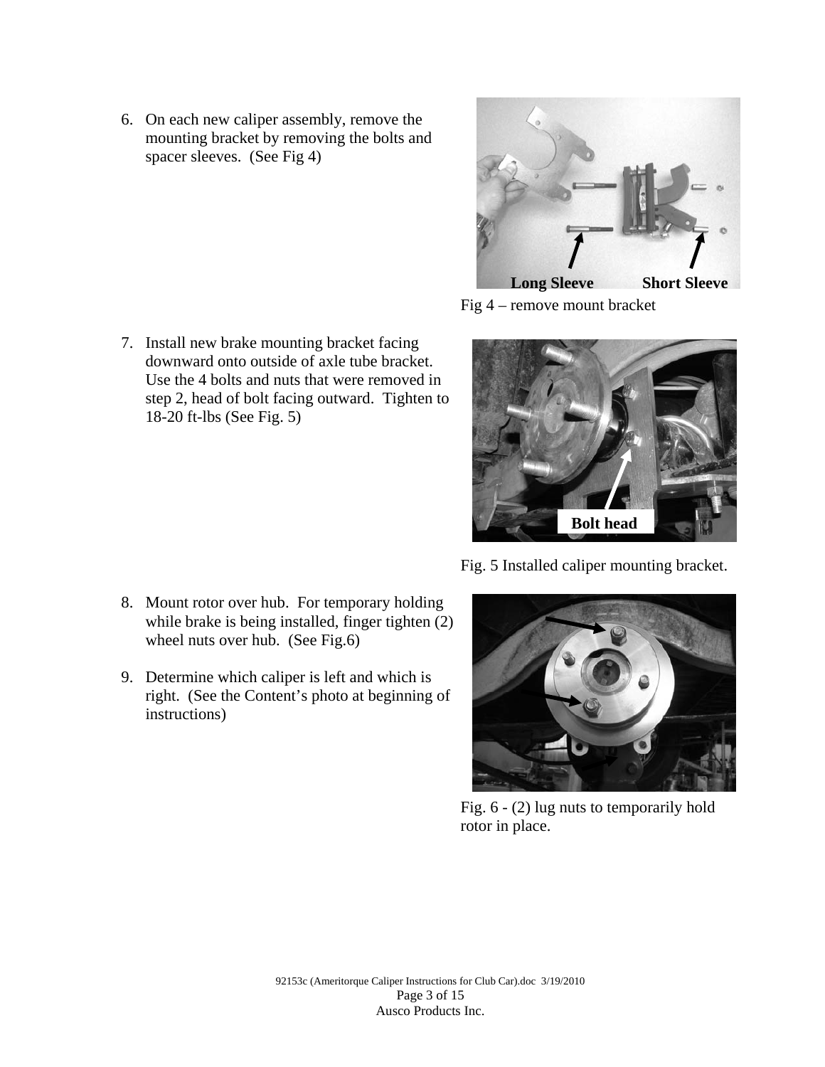6. On each new caliper assembly, remove the mounting bracket by removing the bolts and spacer sleeves. (See Fig 4)

Long Sleeve Short Sleeve

Fig 4 – remove mount bracket

7. Install new brake mounting bracket facing downward onto outside of axle tube bracket. Use the 4 bolts and nuts that were removed in step 2, head of bolt facing outward. Tighten to 18-20 ft-lbs (See Fig. 5)

Bolt head

Fig. 5 Installed caliper mounting bracket.

8. Mount rotor over hub. For temporary holding while brake is being installed, finger tighten (2) wheel nuts over hub. (See Fig.6)

9. Determine which caliper is left and which is right. (See the Content's photo at beginning of instructions)

Fig. 6 - (2) lug nuts to temporarily hold rotor in place.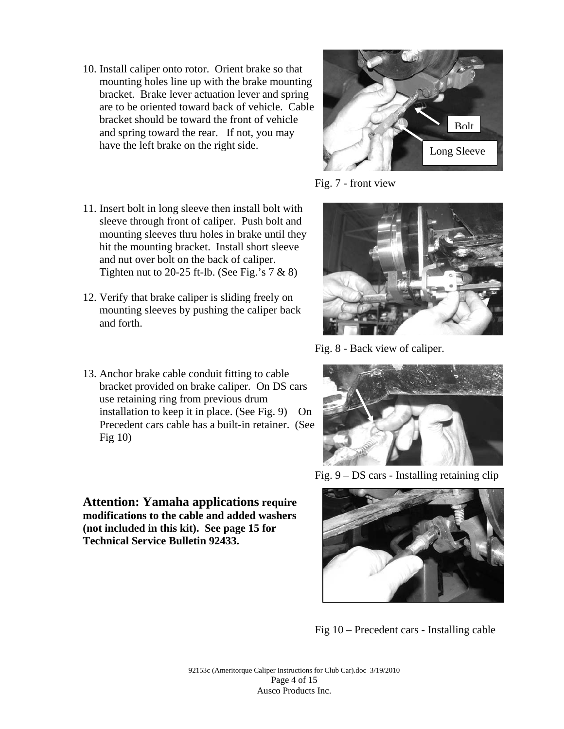10. Install caliper onto rotor. Orient brake so that mounting holes line up with the brake mounting bracket. Brake lever actuation lever and spring are to be oriented toward back of vehicle. Cable bracket should be toward the front of vehicle and spring toward the rear. If not, you may have the left brake on the right side.

Bolt

Long Sleeve

Fig. 7 - front view

11. Insert bolt in long sleeve then install bolt with sleeve through front of caliper. Push bolt and mounting sleeves thru holes in brake until they hit the mounting bracket. Install short sleeve and nut over bolt on the back of caliper. Tighten nut to 20-25 ft-lb. (See Fig.'s 7 & 8)

12. Verify that brake caliper is sliding freely on mounting sleeves by pushing the caliper back and forth.

Fig. 8 - Back view of caliper.

13. Anchor brake cable conduit fitting to cable bracket provided on brake caliper. On DS cars use retaining ring from previous drum installation to keep it in place. (See Fig. 9) On Precedent cars cable has a built-in retainer. (See Fig 10)

Fig. 9 – DS cars - Installing retaining clip

**Attention: Yamaha applications require modifications to the cable and added washers (not included in this kit). See page 15 for Technical Service Bulletin 92433.**

Fig 10 – Precedent cars - Installing cable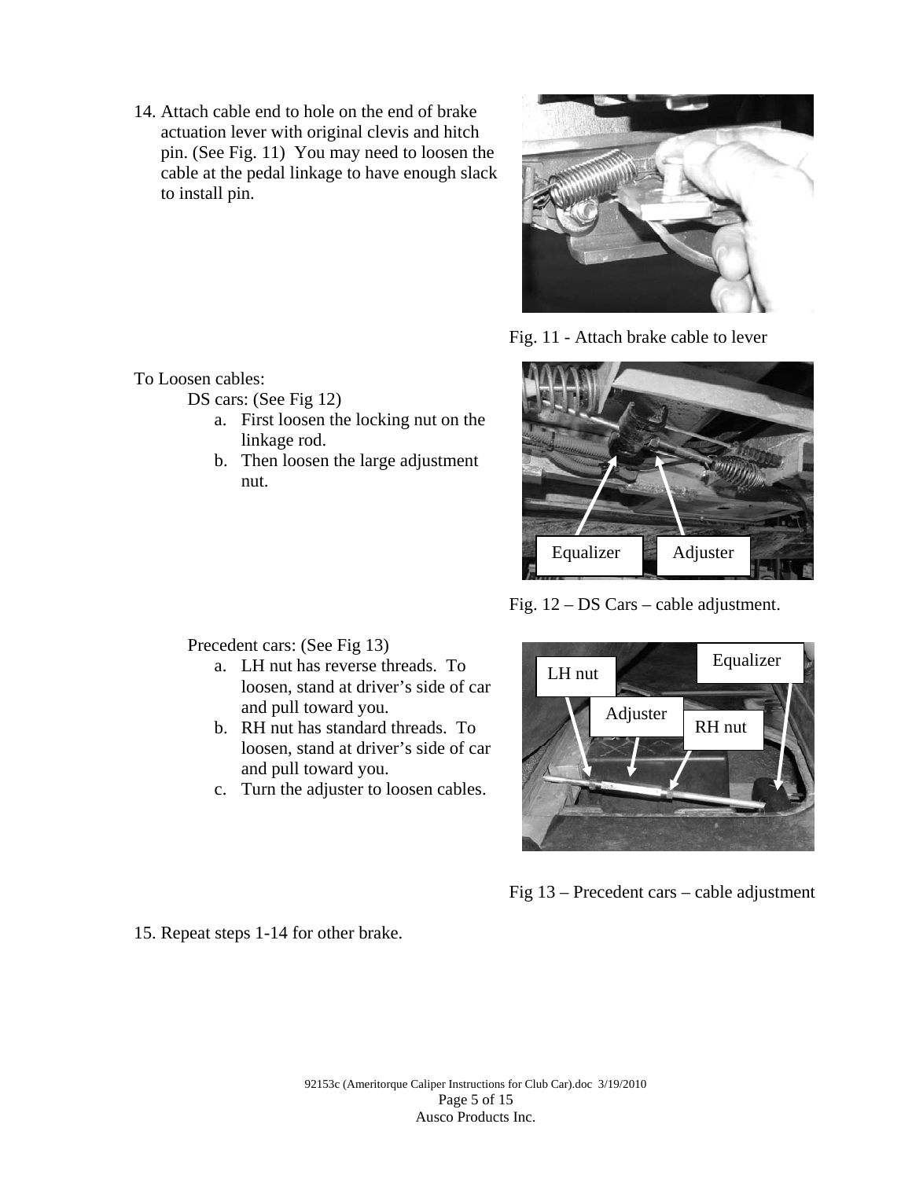14. Attach cable end to hole on the end of brake actuation lever with original clevis and hitch pin. (See Fig. 11) You may need to loosen the cable at the pedal linkage to have enough slack to install pin.

Fig. 11 - Attach brake cable to lever

To Loosen cables:

DS cars: (See Fig 12)

a. First loosen the locking nut on the linkage rod.
b. Then loosen the large adjustment nut.

Fig. 12 – DS Cars – cable adjustment.

Precedent cars: (See Fig 13)

a. LH nut has reverse threads. To loosen, stand at driver's side of car and pull toward you.
b. RH nut has standard threads. To loosen, stand at driver's side of car and pull toward you.
c. Turn the adjuster to loosen cables.

Fig 13 – Precedent cars – cable adjustment

15. Repeat steps 1-14 for other brake.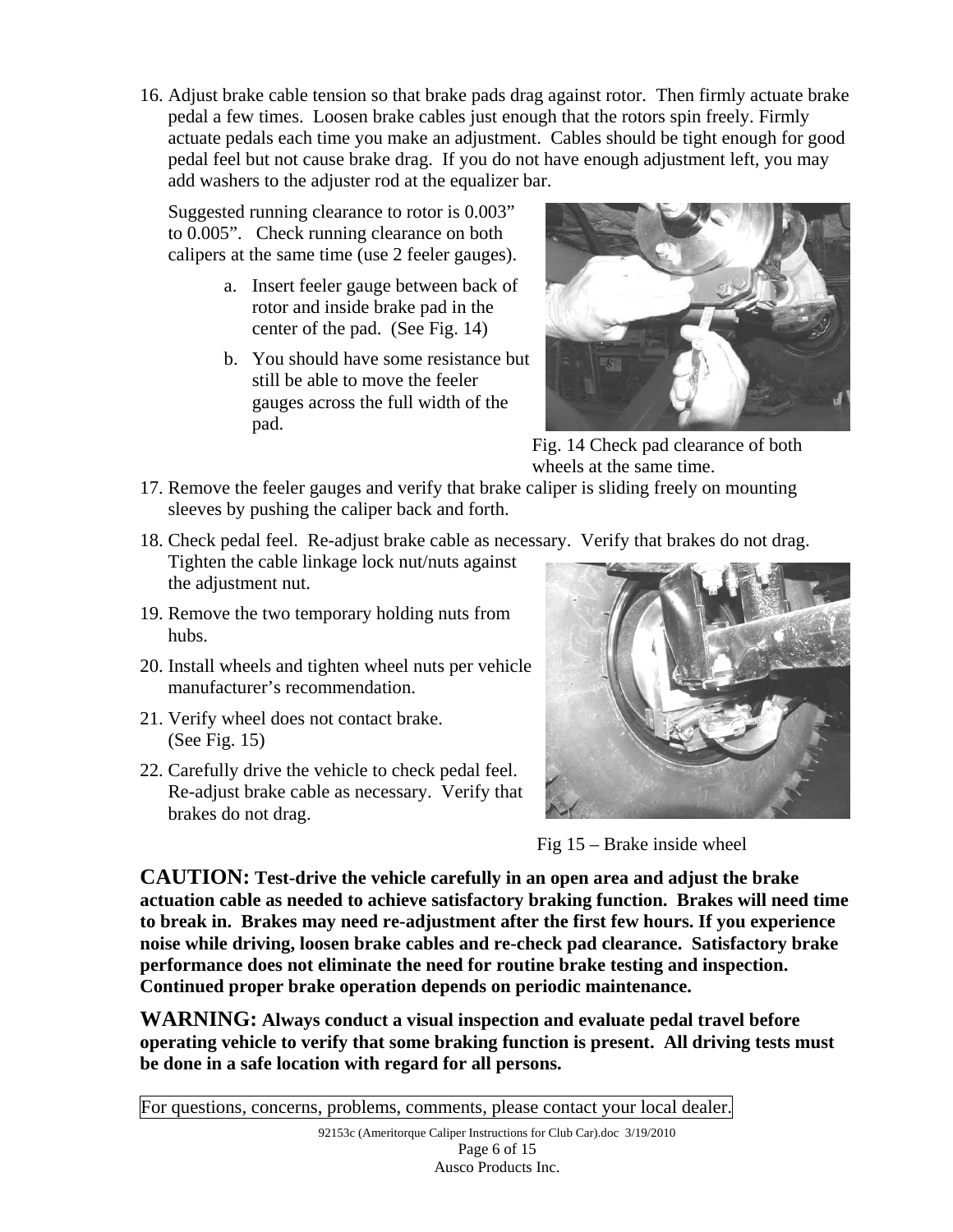16. Adjust brake cable tension so that brake pads drag against rotor. Then firmly actuate brake pedal a few times. Loosen brake cables just enough that the rotors spin freely. Firmly actuate pedals each time you make an adjustment. Cables should be tight enough for good pedal feel but not cause brake drag. If you do not have enough adjustment left, you may add washers to the adjuster rod at the equalizer bar.

    Suggested running clearance to rotor is 0.003" to 0.005". Check running clearance on both calipers at the same time (use 2 feeler gauges).

    a. Insert feeler gauge between back of rotor and inside brake pad in the center of the pad. (See Fig. 14)
    b. You should have some resistance but still be able to move the feeler gauges across the full width of the pad.

Fig. 14 Check pad clearance of both wheels at the same time.

17. Remove the feeler gauges and verify that brake caliper is sliding freely on mounting sleeves by pushing the caliper back and forth.
18. Check pedal feel. Re-adjust brake cable as necessary. Verify that brakes do not drag. Tighten the cable linkage lock nut/nuts against the adjustment nut.
19. Remove the two temporary holding nuts from hubs.
20. Install wheels and tighten wheel nuts per vehicle manufacturer's recommendation.
21. Verify wheel does not contact brake. (See Fig. 15)
22. Carefully drive the vehicle to check pedal feel. Re-adjust brake cable as necessary. Verify that brakes do not drag.

Fig 15 – Brake inside wheel

**CAUTION: Test-drive the vehicle carefully in an open area and adjust the brake actuation cable as needed to achieve satisfactory braking function. Brakes will need time to break in. Brakes may need re-adjustment after the first few hours. If you experience noise while driving, loosen brake cables and re-check pad clearance. Satisfactory brake performance does not eliminate the need for routine brake testing and inspection. Continued proper brake operation depends on periodic maintenance.**

**WARNING: Always conduct a visual inspection and evaluate pedal travel before operating vehicle to verify that some braking function is present. All driving tests must be done in a safe location with regard for all persons.**

For questions, concerns, problems, comments, please contact your local dealer.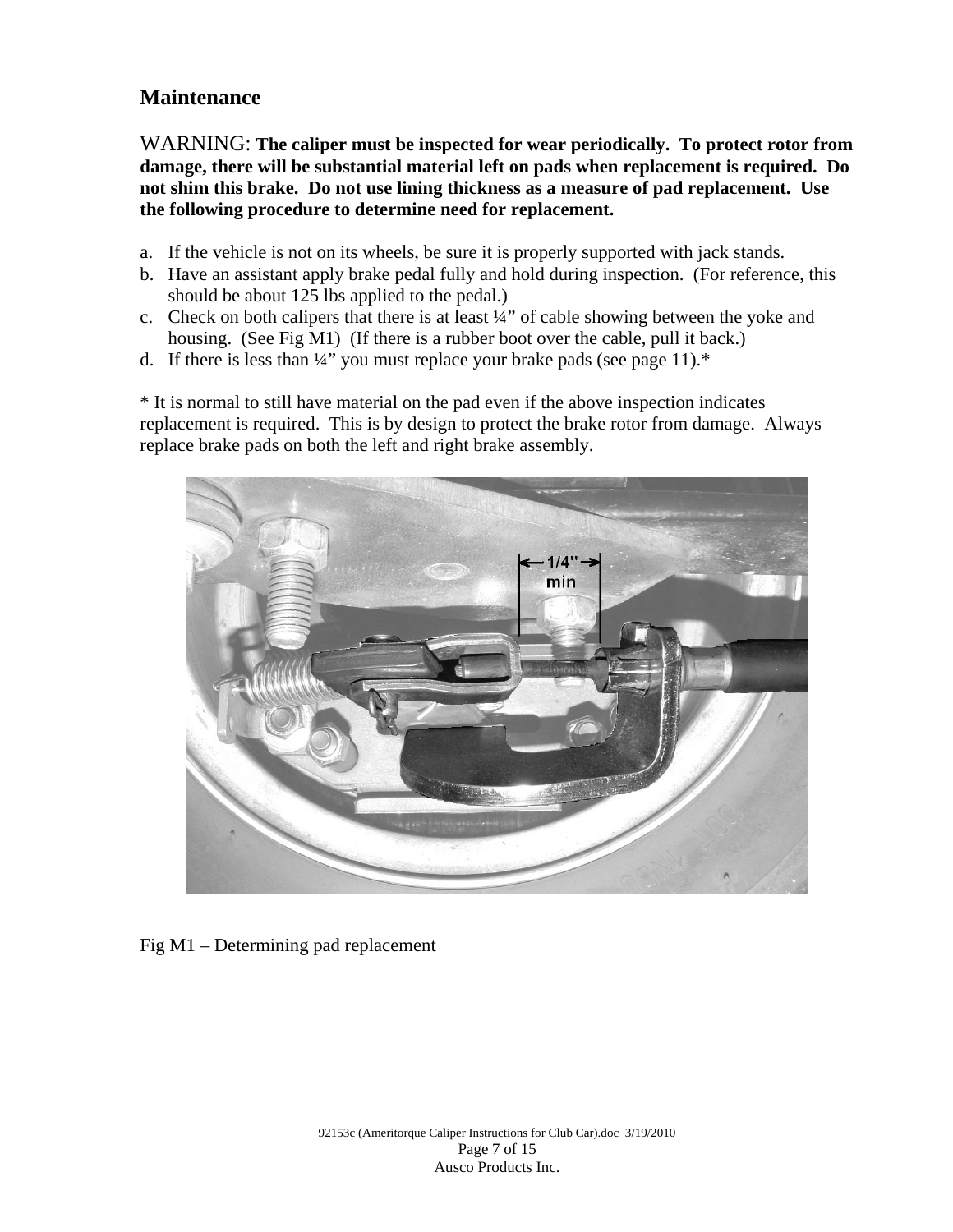## Maintenance

WARNING: **The caliper must be inspected for wear periodically. To protect rotor from damage, there will be substantial material left on pads when replacement is required. Do not shim this brake. Do not use lining thickness as a measure of pad replacement. Use the following procedure to determine need for replacement.**

a. If the vehicle is not on its wheels, be sure it is properly supported with jack stands.
b. Have an assistant apply brake pedal fully and hold during inspection. (For reference, this should be about 125 lbs applied to the pedal.)
c. Check on both calipers that there is at least ¼" of cable showing between the yoke and housing. (See Fig M1) (If there is a rubber boot over the cable, pull it back.)
d. If there is less than ¼" you must replace your brake pads (see page 11).*

* It is normal to still have material on the pad even if the above inspection indicates replacement is required. This is by design to protect the brake rotor from damage. Always replace brake pads on both the left and right brake assembly.

Fig M1 – Determining pad replacement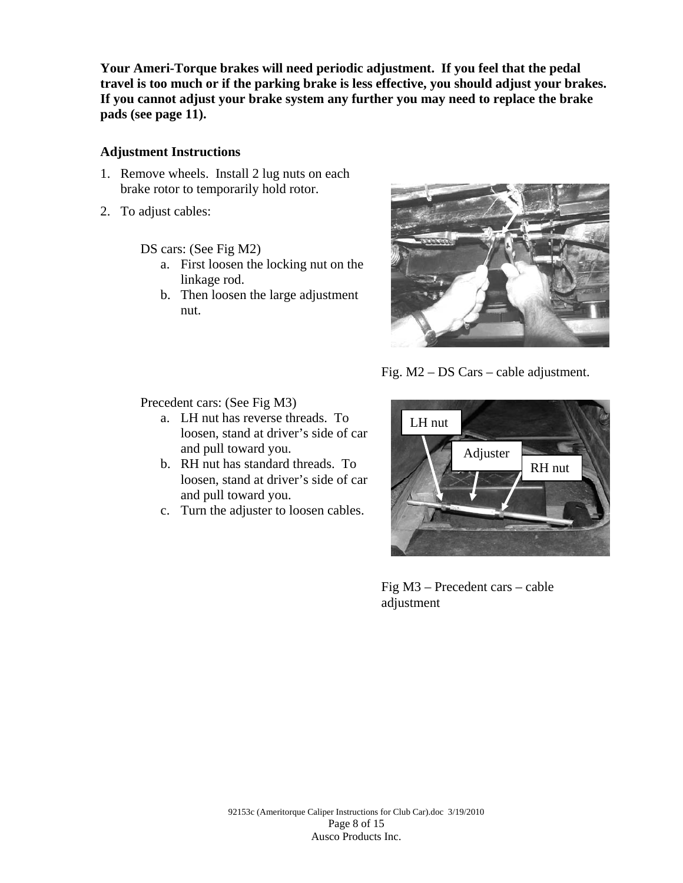**Your Ameri-Torque brakes will need periodic adjustment. If you feel that the pedal travel is too much or if the parking brake is less effective, you should adjust your brakes. If you cannot adjust your brake system any further you may need to replace the brake pads (see page 11).**

**Adjustment Instructions**

1. Remove wheels. Install 2 lug nuts on each brake rotor to temporarily hold rotor.
2. To adjust cables:

   DS cars: (See Fig M2)

   a. First loosen the locking nut on the linkage rod.
   b. Then loosen the large adjustment nut.

Fig. M2 – DS Cars – cable adjustment.

   Precedent cars: (See Fig M3)

   a. LH nut has reverse threads. To loosen, stand at driver's side of car and pull toward you.
   b. RH nut has standard threads. To loosen, stand at driver's side of car and pull toward you.
   c. Turn the adjuster to loosen cables.

Fig M3 – Precedent cars – cable adjustment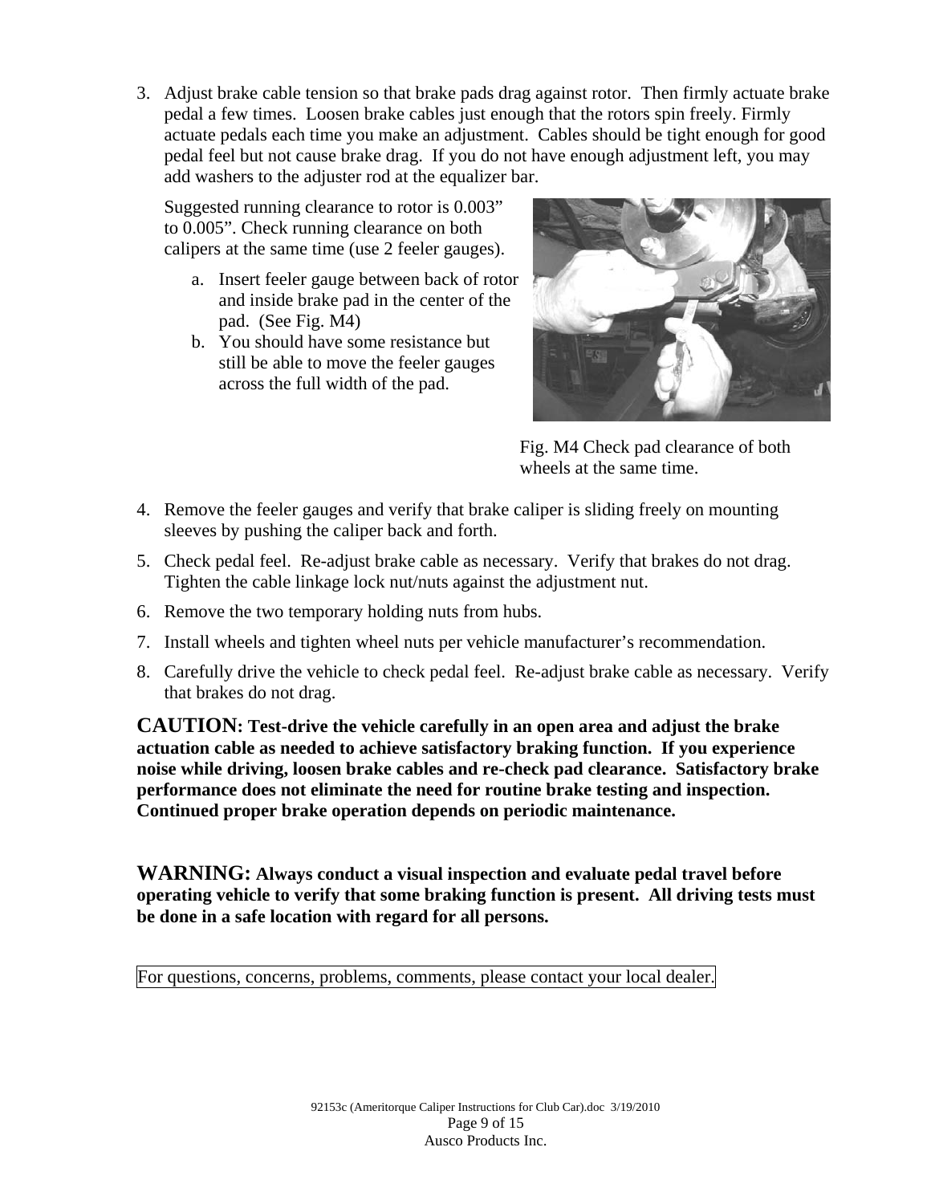3. Adjust brake cable tension so that brake pads drag against rotor. Then firmly actuate brake pedal a few times. Loosen brake cables just enough that the rotors spin freely. Firmly actuate pedals each time you make an adjustment. Cables should be tight enough for good pedal feel but not cause brake drag. If you do not have enough adjustment left, you may add washers to the adjuster rod at the equalizer bar.

   Suggested running clearance to rotor is 0.003" to 0.005". Check running clearance on both calipers at the same time (use 2 feeler gauges).

   a. Insert feeler gauge between back of rotor and inside brake pad in the center of the pad. (See Fig. M4)
   b. You should have some resistance but still be able to move the feeler gauges across the full width of the pad.

Fig. M4 Check pad clearance of both wheels at the same time.

4. Remove the feeler gauges and verify that brake caliper is sliding freely on mounting sleeves by pushing the caliper back and forth.
5. Check pedal feel. Re-adjust brake cable as necessary. Verify that brakes do not drag. Tighten the cable linkage lock nut/nuts against the adjustment nut.
6. Remove the two temporary holding nuts from hubs.
7. Install wheels and tighten wheel nuts per vehicle manufacturer's recommendation.
8. Carefully drive the vehicle to check pedal feel. Re-adjust brake cable as necessary. Verify that brakes do not drag.

**CAUTION: Test-drive the vehicle carefully in an open area and adjust the brake actuation cable as needed to achieve satisfactory braking function. If you experience noise while driving, loosen brake cables and re-check pad clearance. Satisfactory brake performance does not eliminate the need for routine brake testing and inspection. Continued proper brake operation depends on periodic maintenance.**

**WARNING: Always conduct a visual inspection and evaluate pedal travel before operating vehicle to verify that some braking function is present. All driving tests must be done in a safe location with regard for all persons.**

For questions, concerns, problems, comments, please contact your local dealer.

92153c (Ameritorque Caliper Instructions for Club Car).doc 3/19/2010

Ausco Products Inc.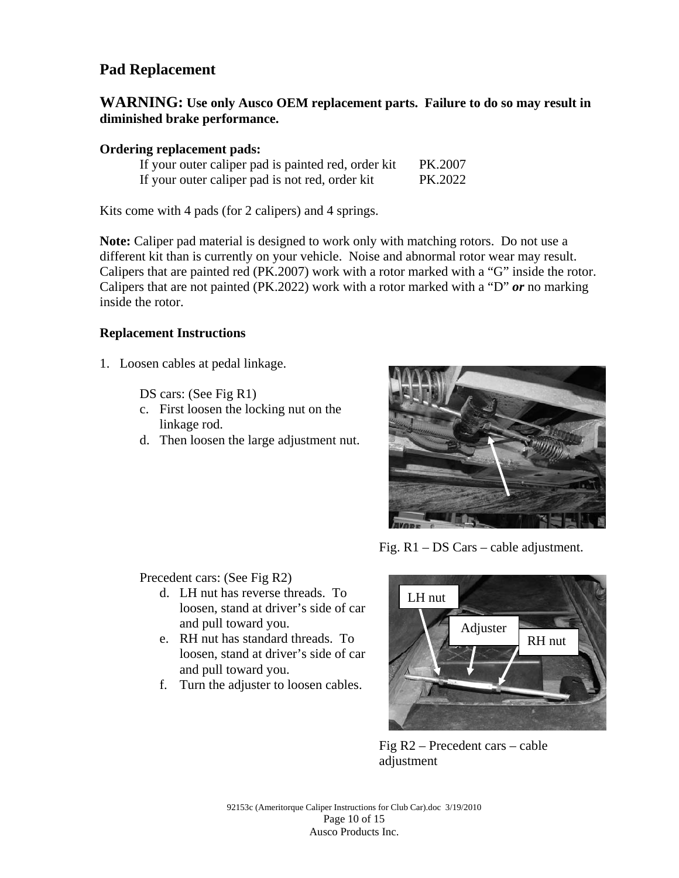## Pad Replacement

**WARNING: Use only Ausco OEM replacement parts. Failure to do so may result in diminished brake performance.**

**Ordering replacement pads:**

| | |
|---|---|
| If your outer caliper pad is painted red, order kit | PK.2007 |
| If your outer caliper pad is not red, order kit | PK.2022 |

Kits come with 4 pads (for 2 calipers) and 4 springs.

**Note:** Caliper pad material is designed to work only with matching rotors. Do not use a different kit than is currently on your vehicle. Noise and abnormal rotor wear may result. Calipers that are painted red (PK.2007) work with a rotor marked with a "G" inside the rotor. Calipers that are not painted (PK.2022) work with a rotor marked with a "D" ***or*** no marking inside the rotor.

**Replacement Instructions**

1. Loosen cables at pedal linkage.

   DS cars: (See Fig R1)

   c. First loosen the locking nut on the linkage rod.
   d. Then loosen the large adjustment nut.

Fig. R1 – DS Cars – cable adjustment.

   Precedent cars: (See Fig R2)

   d. LH nut has reverse threads. To loosen, stand at driver's side of car and pull toward you.
   e. RH nut has standard threads. To loosen, stand at driver's side of car and pull toward you.
   f. Turn the adjuster to loosen cables.

Fig R2 – Precedent cars – cable adjustment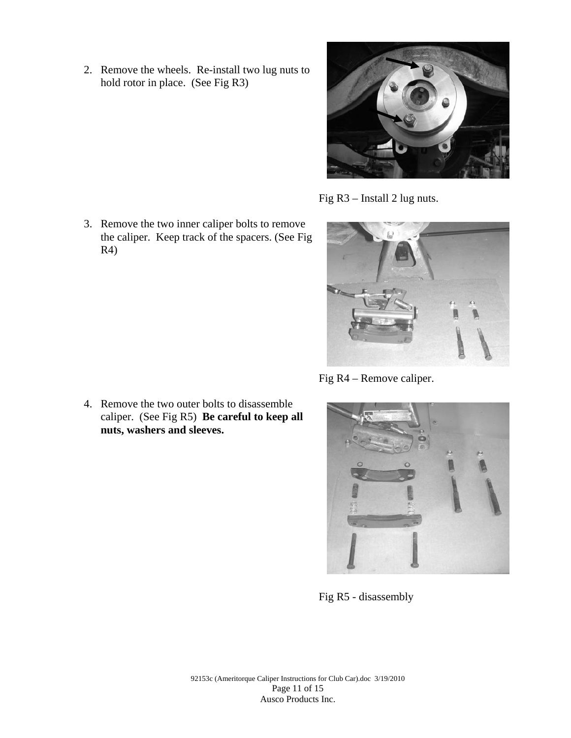2. Remove the wheels. Re-install two lug nuts to hold rotor in place. (See Fig R3)

Fig R3 – Install 2 lug nuts.

3. Remove the two inner caliper bolts to remove the caliper. Keep track of the spacers. (See Fig R4)

Fig R4 – Remove caliper.

4. Remove the two outer bolts to disassemble caliper. (See Fig R5) **Be careful to keep all nuts, washers and sleeves.**

Fig R5 - disassembly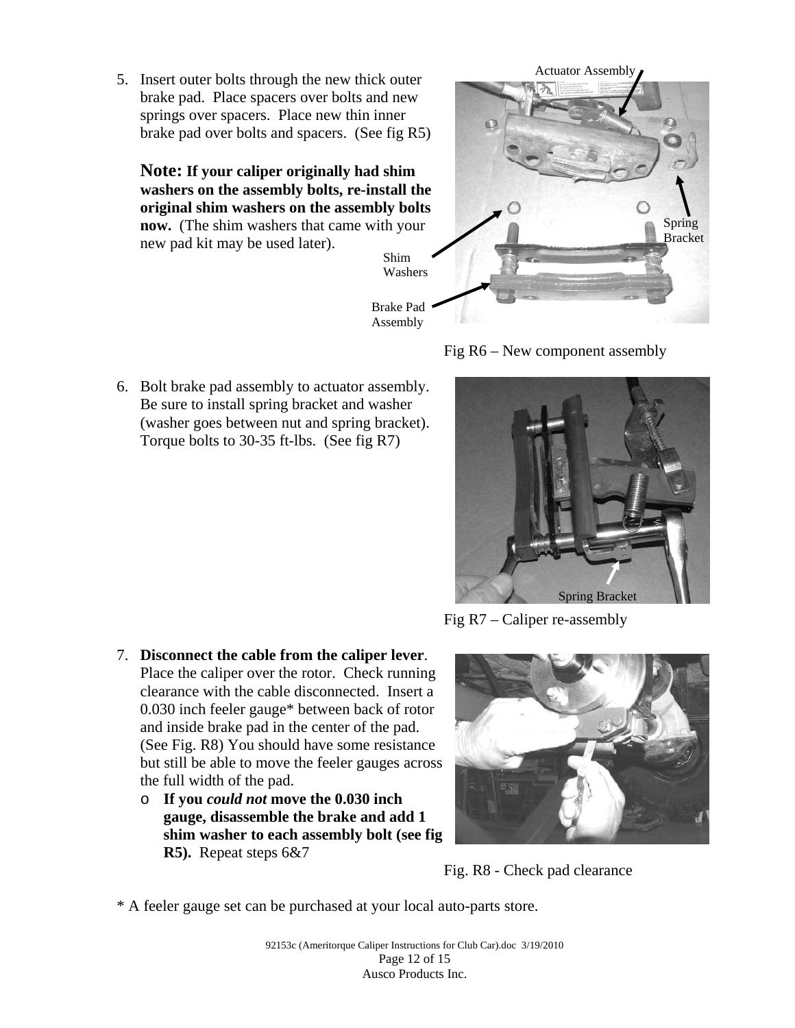5. Insert outer bolts through the new thick outer brake pad. Place spacers over bolts and new springs over spacers. Place new thin inner brake pad over bolts and spacers. (See fig R5)

   **Note: If your caliper originally had shim washers on the assembly bolts, re-install the original shim washers on the assembly bolts now.** (The shim washers that came with your new pad kit may be used later).

Actuator Assembly

Spring Bracket

Shim Washers

Brake Pad Assembly

Fig R6 – New component assembly

6. Bolt brake pad assembly to actuator assembly. Be sure to install spring bracket and washer (washer goes between nut and spring bracket). Torque bolts to 30-35 ft-lbs. (See fig R7)

Spring Bracket

Fig R7 – Caliper re-assembly

7. **Disconnect the cable from the caliper lever**. Place the caliper over the rotor. Check running clearance with the cable disconnected. Insert a 0.030 inch feeler gauge* between back of rotor and inside brake pad in the center of the pad. (See Fig. R8) You should have some resistance but still be able to move the feeler gauges across the full width of the pad.
   - **If you *could not* move the 0.030 inch gauge, disassemble the brake and add 1 shim washer to each assembly bolt (see fig R5).** Repeat steps 6&7

Fig. R8 - Check pad clearance

* A feeler gauge set can be purchased at your local auto-parts store.

92153c (Ameritorque Caliper Instructions for Club Car).doc 3/19/2010

Ausco Products Inc.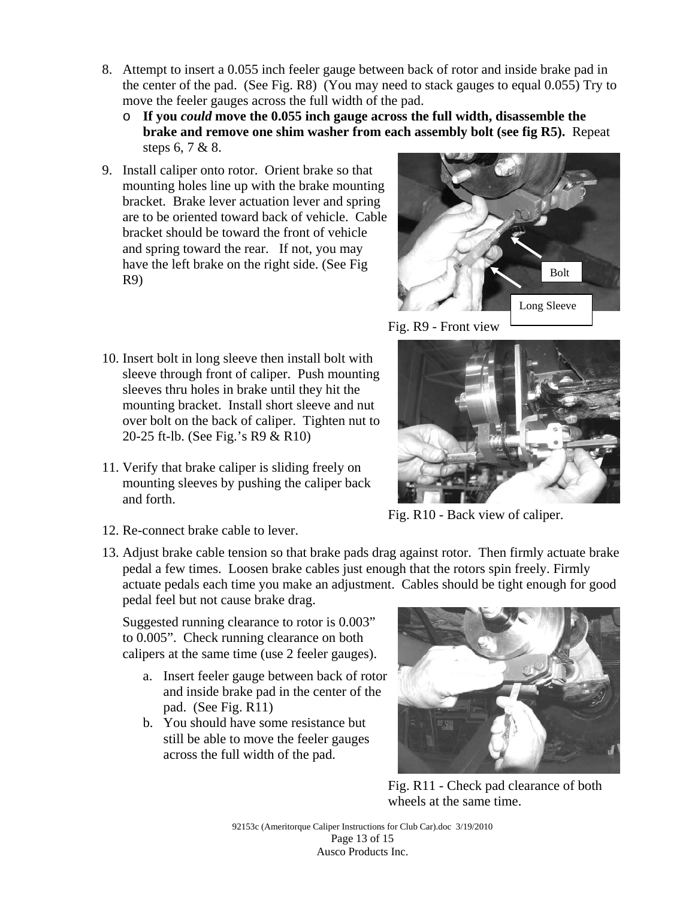8. Attempt to insert a 0.055 inch feeler gauge between back of rotor and inside brake pad in the center of the pad. (See Fig. R8) (You may need to stack gauges to equal 0.055) Try to move the feeler gauges across the full width of the pad.
   - **If you *could* move the 0.055 inch gauge across the full width, disassemble the brake and remove one shim washer from each assembly bolt (see fig R5).** Repeat steps 6, 7 & 8.

9. Install caliper onto rotor. Orient brake so that mounting holes line up with the brake mounting bracket. Brake lever actuation lever and spring are to be oriented toward back of vehicle. Cable bracket should be toward the front of vehicle and spring toward the rear. If not, you may have the left brake on the right side. (See Fig R9)

Bolt

Long Sleeve

Fig. R9 - Front view

10. Insert bolt in long sleeve then install bolt with sleeve through front of caliper. Push mounting sleeves thru holes in brake until they hit the mounting bracket. Install short sleeve and nut over bolt on the back of caliper. Tighten nut to 20-25 ft-lb. (See Fig.'s R9 & R10)

11. Verify that brake caliper is sliding freely on mounting sleeves by pushing the caliper back and forth.

Fig. R10 - Back view of caliper.

12. Re-connect brake cable to lever.

13. Adjust brake cable tension so that brake pads drag against rotor. Then firmly actuate brake pedal a few times. Loosen brake cables just enough that the rotors spin freely. Firmly actuate pedals each time you make an adjustment. Cables should be tight enough for good pedal feel but not cause brake drag.

    Suggested running clearance to rotor is 0.003" to 0.005". Check running clearance on both calipers at the same time (use 2 feeler gauges).

    a. Insert feeler gauge between back of rotor and inside brake pad in the center of the pad. (See Fig. R11)
    b. You should have some resistance but still be able to move the feeler gauges across the full width of the pad.

Fig. R11 - Check pad clearance of both wheels at the same time.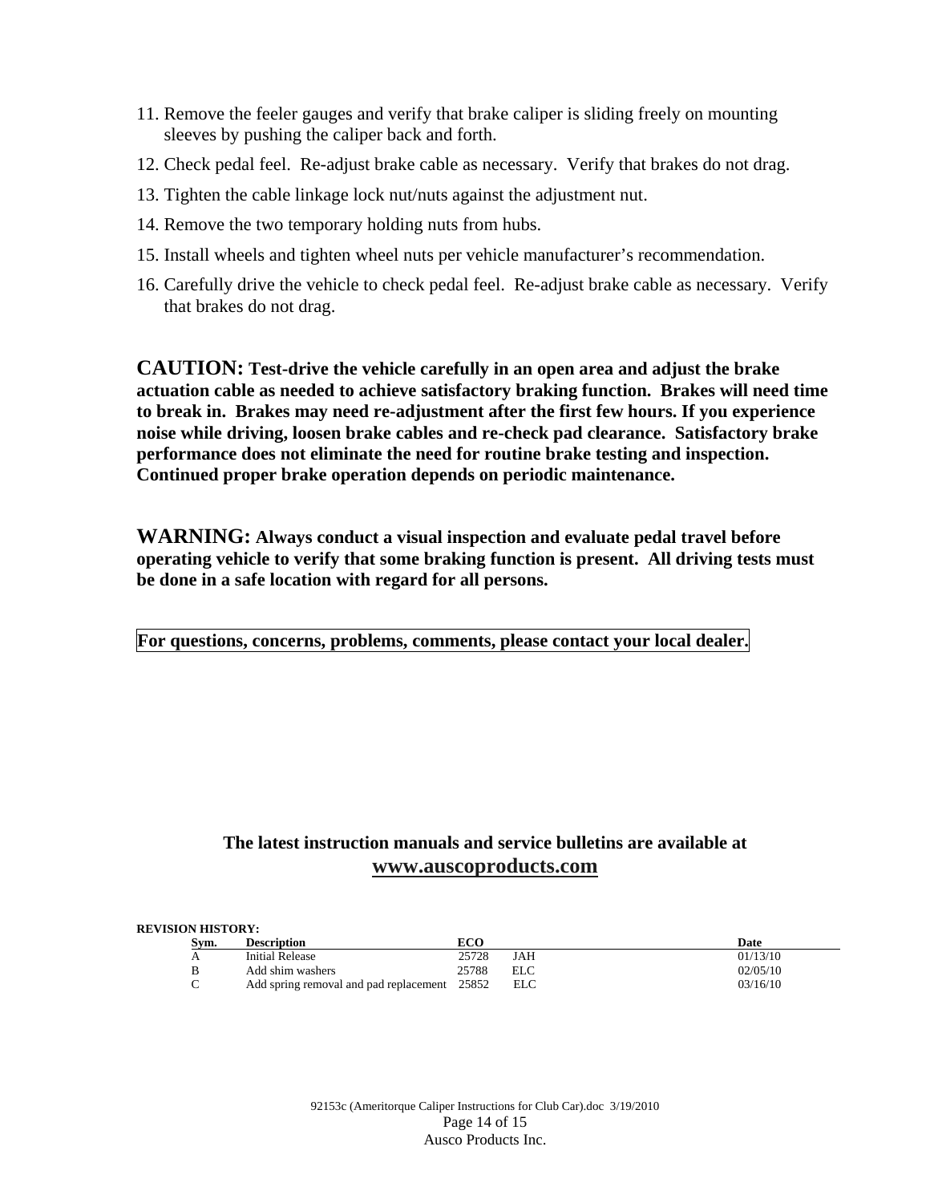11. Remove the feeler gauges and verify that brake caliper is sliding freely on mounting sleeves by pushing the caliper back and forth.
12. Check pedal feel. Re-adjust brake cable as necessary. Verify that brakes do not drag.
13. Tighten the cable linkage lock nut/nuts against the adjustment nut.
14. Remove the two temporary holding nuts from hubs.
15. Install wheels and tighten wheel nuts per vehicle manufacturer's recommendation.
16. Carefully drive the vehicle to check pedal feel. Re-adjust brake cable as necessary. Verify that brakes do not drag.

**CAUTION: Test-drive the vehicle carefully in an open area and adjust the brake actuation cable as needed to achieve satisfactory braking function. Brakes will need time to break in. Brakes may need re-adjustment after the first few hours. If you experience noise while driving, loosen brake cables and re-check pad clearance. Satisfactory brake performance does not eliminate the need for routine brake testing and inspection. Continued proper brake operation depends on periodic maintenance.**

**WARNING: Always conduct a visual inspection and evaluate pedal travel before operating vehicle to verify that some braking function is present. All driving tests must be done in a safe location with regard for all persons.**

**For questions, concerns, problems, comments, please contact your local dealer.**

**The latest instruction manuals and service bulletins are available at**
**www.auscoproducts.com**

**REVISION HISTORY:**

| Sym. | Description | ECO | | Date |
|---|---|---|---|---|
| A | Initial Release | 25728 | JAH | 01/13/10 |
| B | Add shim washers | 25788 | ELC | 02/05/10 |
| C | Add spring removal and pad replacement | 25852 | ELC | 03/16/10 |

92153c (Ameritorque Caliper Instructions for Club Car).doc 3/19/2010

Ausco Products Inc.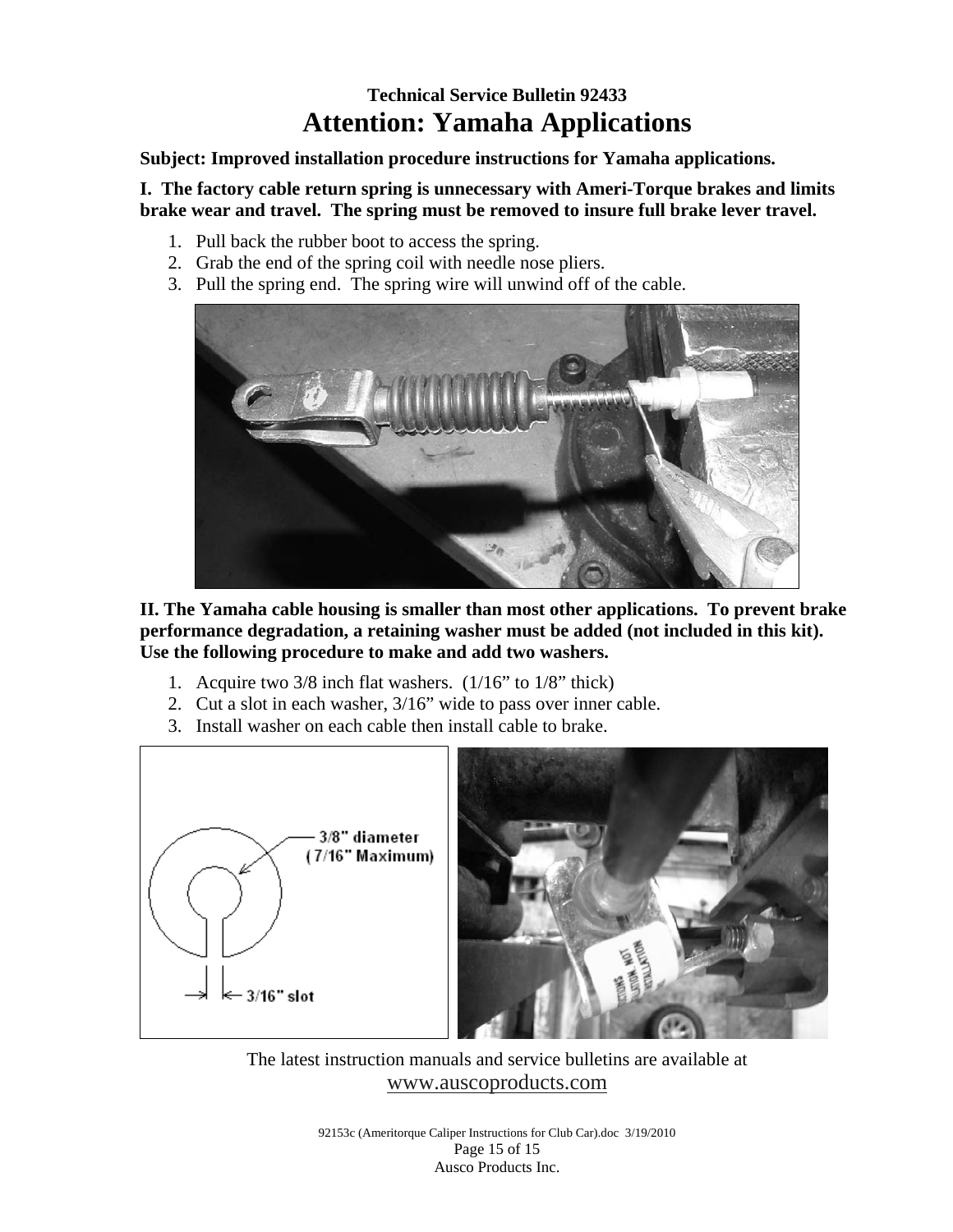Technical Service Bulletin 92433

# Attention: Yamaha Applications

**Subject: Improved installation procedure instructions for Yamaha applications.**

**I. The factory cable return spring is unnecessary with Ameri-Torque brakes and limits brake wear and travel. The spring must be removed to insure full brake lever travel.**

1. Pull back the rubber boot to access the spring.
2. Grab the end of the spring coil with needle nose pliers.
3. Pull the spring end. The spring wire will unwind off of the cable.

**II. The Yamaha cable housing is smaller than most other applications. To prevent brake performance degradation, a retaining washer must be added (not included in this kit). Use the following procedure to make and add two washers.**

1. Acquire two 3/8 inch flat washers. (1/16" to 1/8" thick)
2. Cut a slot in each washer, 3/16" wide to pass over inner cable.
3. Install washer on each cable then install cable to brake.

3/8" diameter
(7/16" Maximum)

3/16" slot

The latest instruction manuals and service bulletins are available at
www.auscoproducts.com

92153c (Ameritorque Caliper Instructions for Club Car).doc 3/19/2010

Ausco Products Inc.